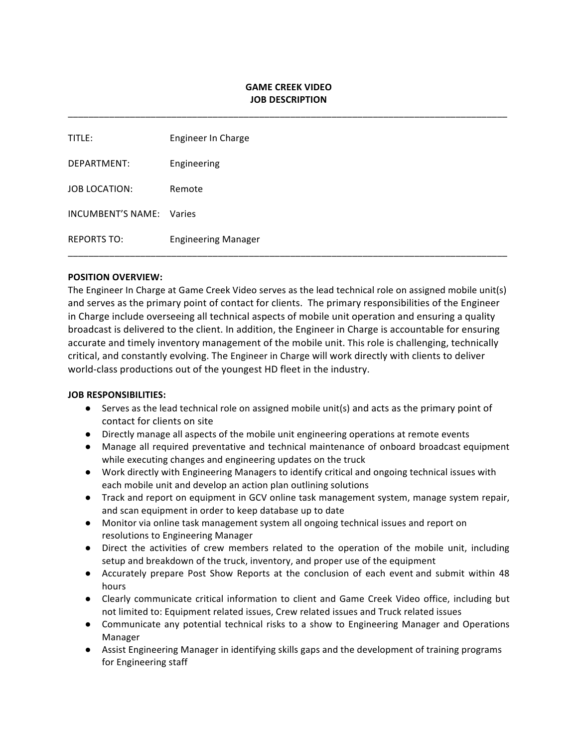# GAME CREEK VIDEO
## JOB DESCRIPTION

---

| | |
|---|---|
| TITLE: | Engineer In Charge |
| DEPARTMENT: | Engineering |
| JOB LOCATION: | Remote |
| INCUMBENT'S NAME: | Varies |
| REPORTS TO: | Engineering Manager |

---

**POSITION OVERVIEW:**

The Engineer In Charge at Game Creek Video serves as the lead technical role on assigned mobile unit(s) and serves as the primary point of contact for clients. The primary responsibilities of the Engineer in Charge include overseeing all technical aspects of mobile unit operation and ensuring a quality broadcast is delivered to the client. In addition, the Engineer in Charge is accountable for ensuring accurate and timely inventory management of the mobile unit. This role is challenging, technically critical, and constantly evolving. The Engineer in Charge will work directly with clients to deliver world-class productions out of the youngest HD fleet in the industry.

**JOB RESPONSIBILITIES:**

- Serves as the lead technical role on assigned mobile unit(s) and acts as the primary point of contact for clients on site
- Directly manage all aspects of the mobile unit engineering operations at remote events
- Manage all required preventative and technical maintenance of onboard broadcast equipment while executing changes and engineering updates on the truck
- Work directly with Engineering Managers to identify critical and ongoing technical issues with each mobile unit and develop an action plan outlining solutions
- Track and report on equipment in GCV online task management system, manage system repair, and scan equipment in order to keep database up to date
- Monitor via online task management system all ongoing technical issues and report on resolutions to Engineering Manager
- Direct the activities of crew members related to the operation of the mobile unit, including setup and breakdown of the truck, inventory, and proper use of the equipment
- Accurately prepare Post Show Reports at the conclusion of each event and submit within 48 hours
- Clearly communicate critical information to client and Game Creek Video office, including but not limited to: Equipment related issues, Crew related issues and Truck related issues
- Communicate any potential technical risks to a show to Engineering Manager and Operations Manager
- Assist Engineering Manager in identifying skills gaps and the development of training programs for Engineering staff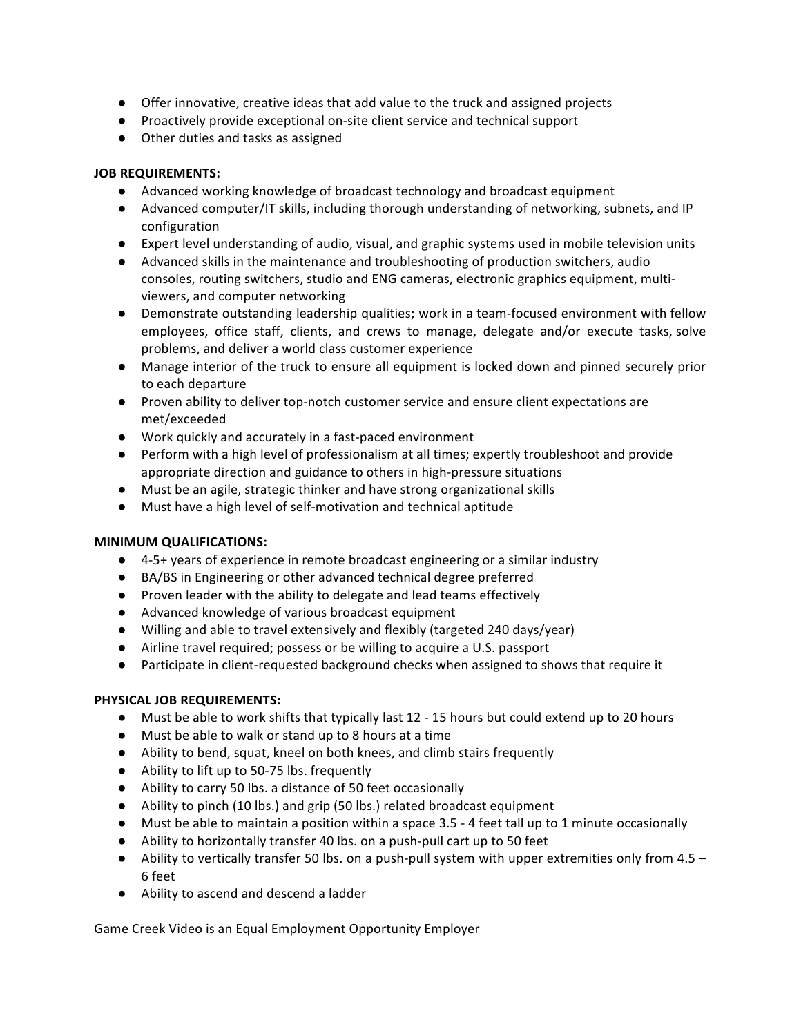- Offer innovative, creative ideas that add value to the truck and assigned projects
- Proactively provide exceptional on-site client service and technical support
- Other duties and tasks as assigned

**JOB REQUIREMENTS:**

- Advanced working knowledge of broadcast technology and broadcast equipment
- Advanced computer/IT skills, including thorough understanding of networking, subnets, and IP configuration
- Expert level understanding of audio, visual, and graphic systems used in mobile television units
- Advanced skills in the maintenance and troubleshooting of production switchers, audio consoles, routing switchers, studio and ENG cameras, electronic graphics equipment, multi-viewers, and computer networking
- Demonstrate outstanding leadership qualities; work in a team-focused environment with fellow employees, office staff, clients, and crews to manage, delegate and/or execute tasks, solve problems, and deliver a world class customer experience
- Manage interior of the truck to ensure all equipment is locked down and pinned securely prior to each departure
- Proven ability to deliver top-notch customer service and ensure client expectations are met/exceeded
- Work quickly and accurately in a fast-paced environment
- Perform with a high level of professionalism at all times; expertly troubleshoot and provide appropriate direction and guidance to others in high-pressure situations
- Must be an agile, strategic thinker and have strong organizational skills
- Must have a high level of self-motivation and technical aptitude

**MINIMUM QUALIFICATIONS:**

- 4-5+ years of experience in remote broadcast engineering or a similar industry
- BA/BS in Engineering or other advanced technical degree preferred
- Proven leader with the ability to delegate and lead teams effectively
- Advanced knowledge of various broadcast equipment
- Willing and able to travel extensively and flexibly (targeted 240 days/year)
- Airline travel required; possess or be willing to acquire a U.S. passport
- Participate in client-requested background checks when assigned to shows that require it

**PHYSICAL JOB REQUIREMENTS:**

- Must be able to work shifts that typically last 12 - 15 hours but could extend up to 20 hours
- Must be able to walk or stand up to 8 hours at a time
- Ability to bend, squat, kneel on both knees, and climb stairs frequently
- Ability to lift up to 50-75 lbs. frequently
- Ability to carry 50 lbs. a distance of 50 feet occasionally
- Ability to pinch (10 lbs.) and grip (50 lbs.) related broadcast equipment
- Must be able to maintain a position within a space 3.5 - 4 feet tall up to 1 minute occasionally
- Ability to horizontally transfer 40 lbs. on a push-pull cart up to 50 feet
- Ability to vertically transfer 50 lbs. on a push-pull system with upper extremities only from 4.5 – 6 feet
- Ability to ascend and descend a ladder

Game Creek Video is an Equal Employment Opportunity Employer